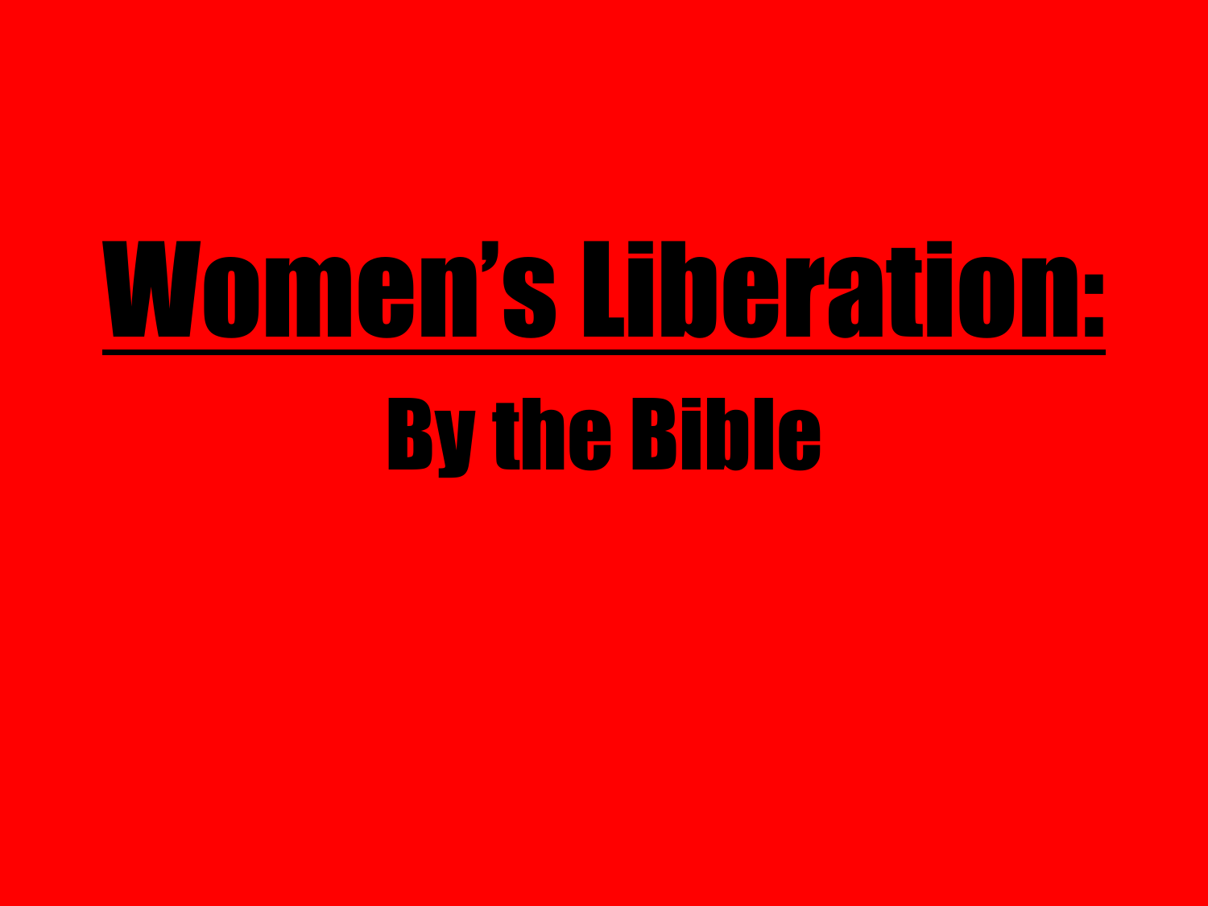# Women's Liberation:

## By the Bible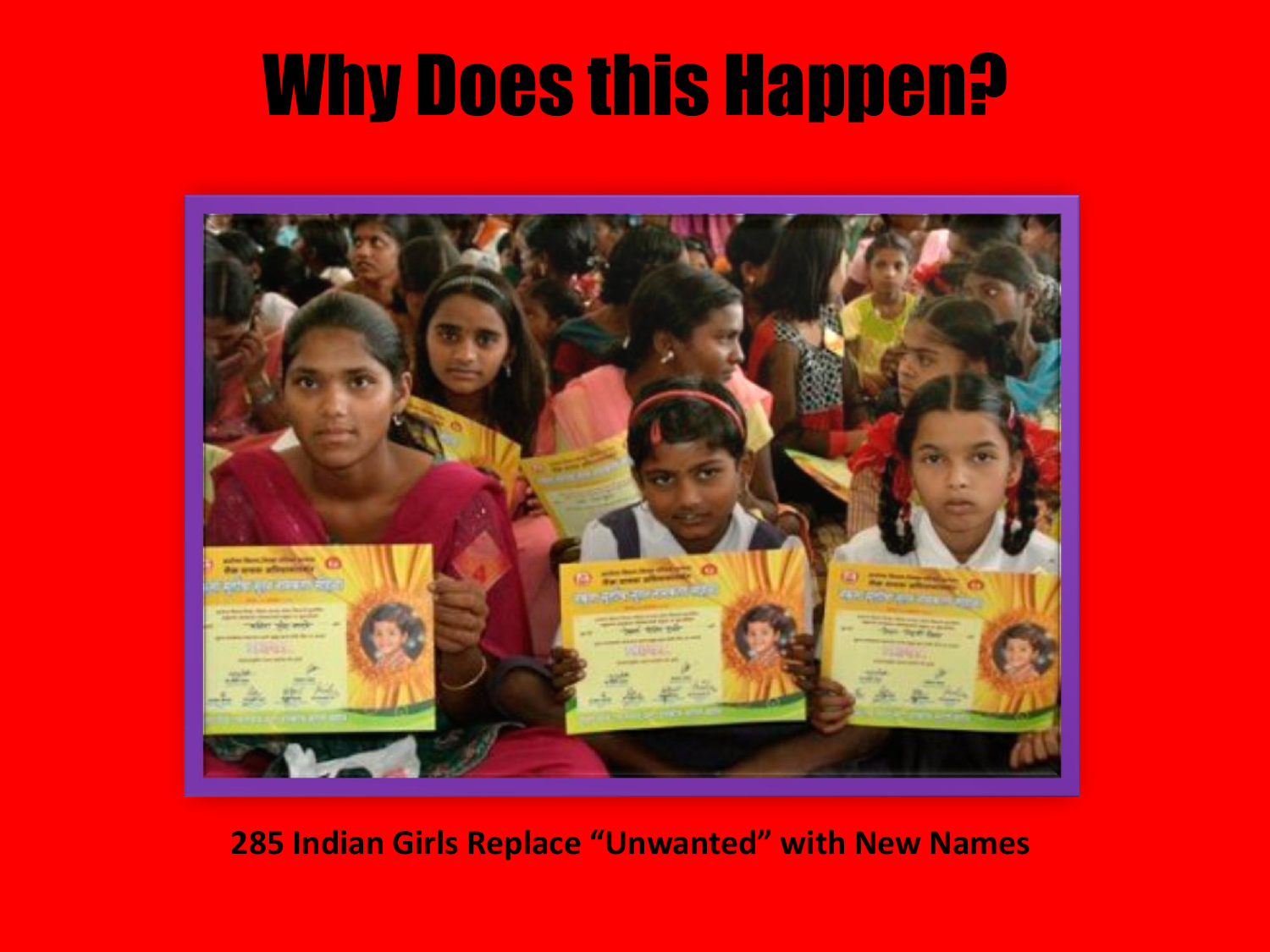# Why Does this Happen?

**285 Indian Girls Replace "Unwanted" with New Names**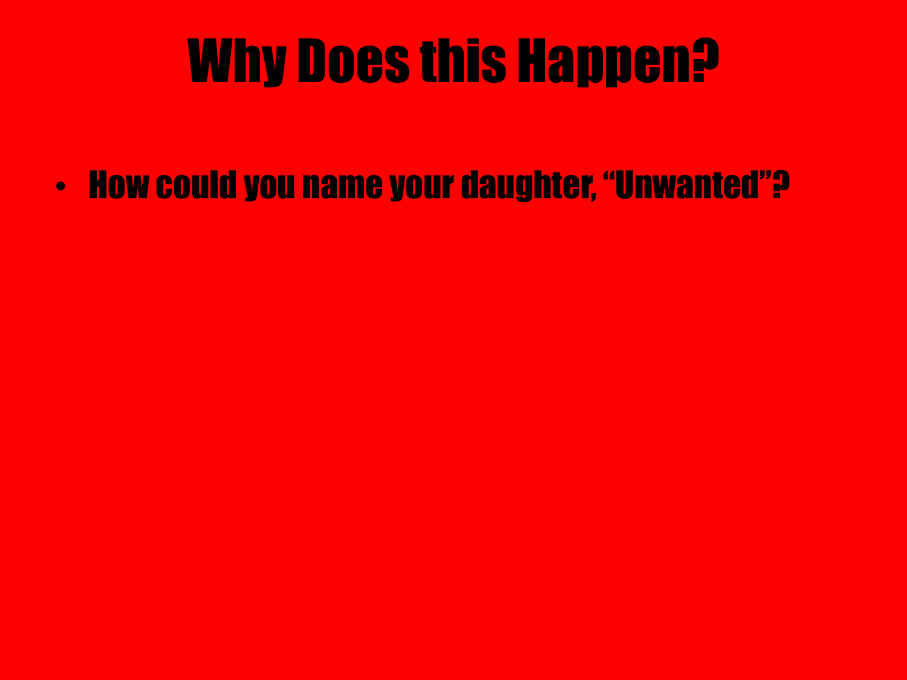# Why Does this Happen?

- How could you name your daughter, “Unwanted”?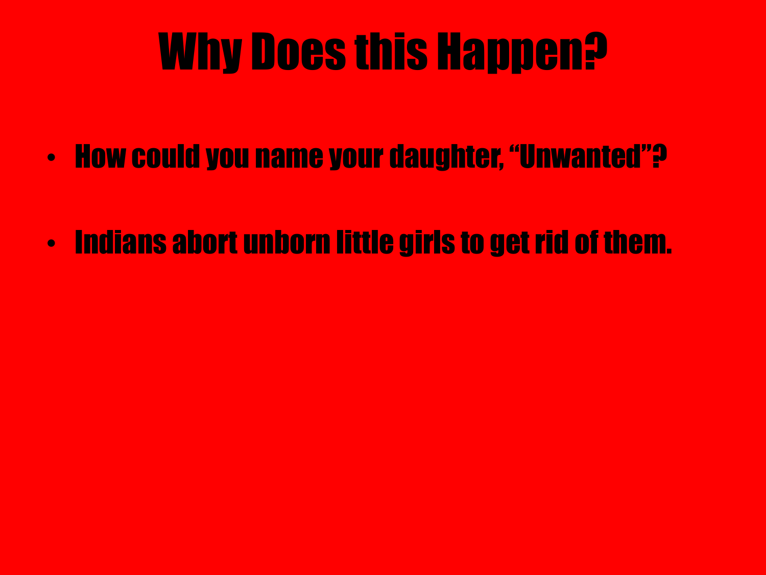# Why Does this Happen?

- How could you name your daughter, “Unwanted”?
- Indians abort unborn little girls to get rid of them.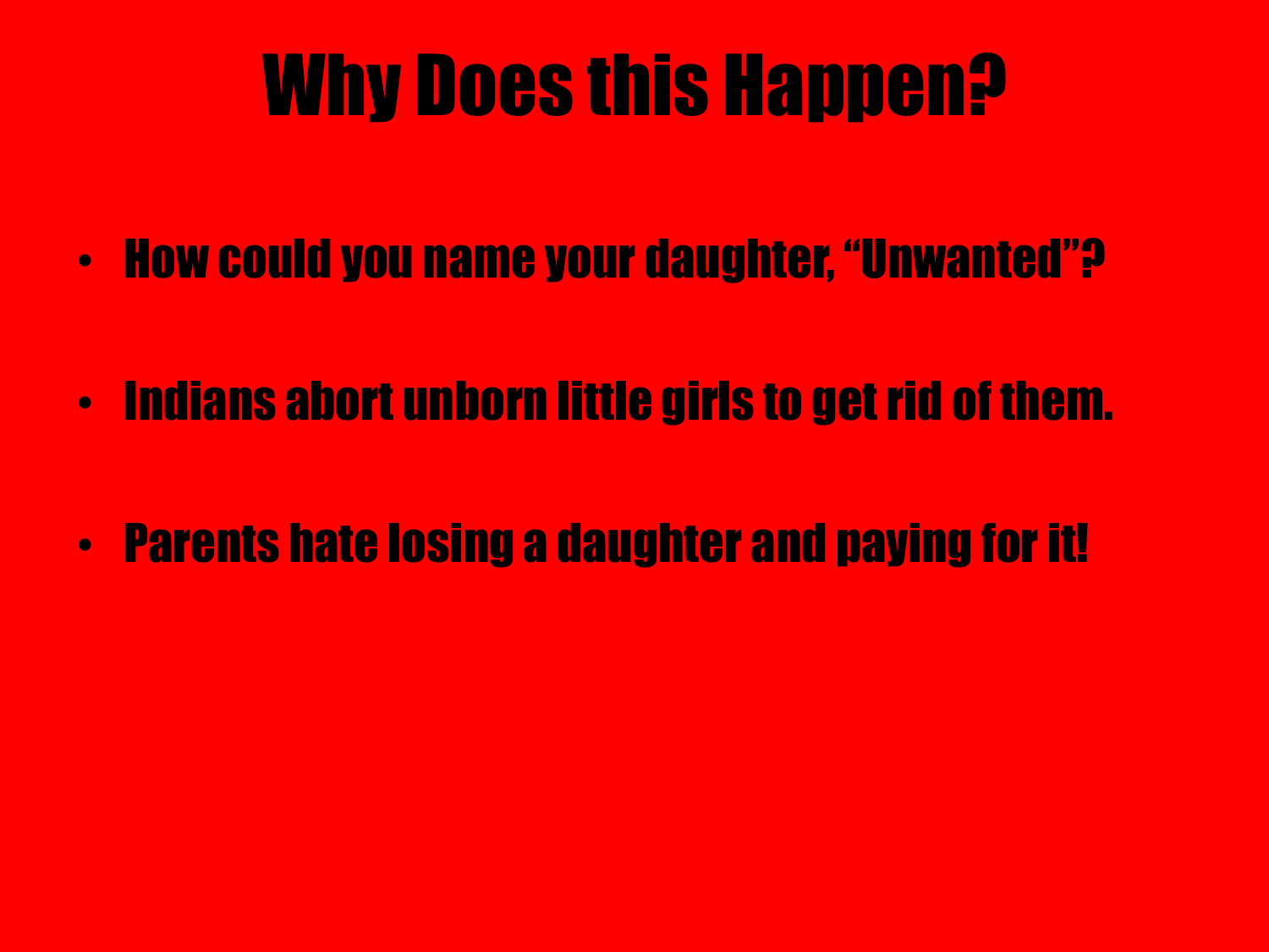# Why Does this Happen?

- How could you name your daughter, “Unwanted”?
- Indians abort unborn little girls to get rid of them.
- Parents hate losing a daughter and paying for it!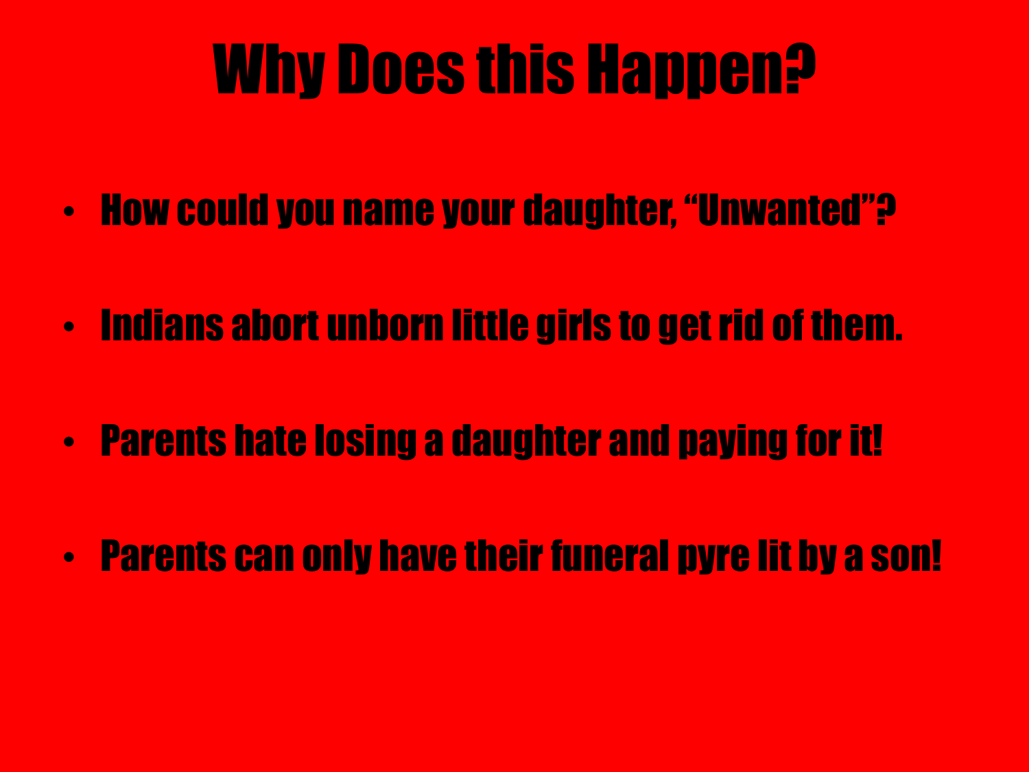# Why Does this Happen?

- How could you name your daughter, "Unwanted"?
- Indians abort unborn little girls to get rid of them.
- Parents hate losing a daughter and paying for it!
- Parents can only have their funeral pyre lit by a son!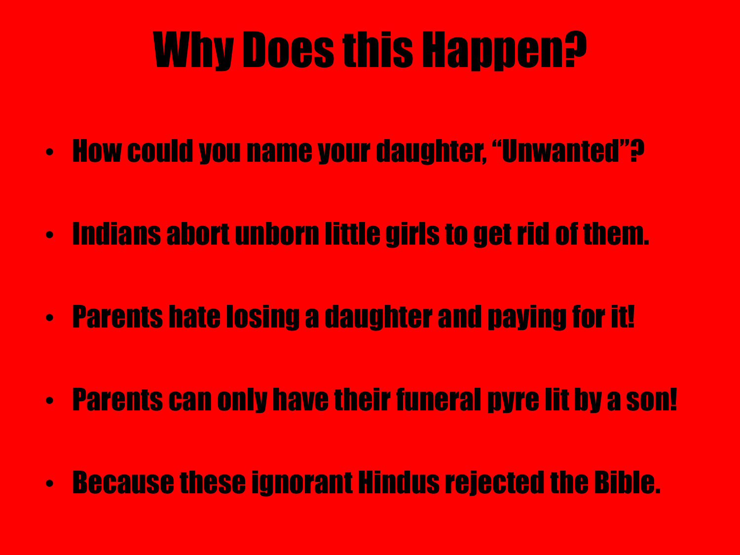# Why Does this Happen?

- How could you name your daughter, “Unwanted”?
- Indians abort unborn little girls to get rid of them.
- Parents hate losing a daughter and paying for it!
- Parents can only have their funeral pyre lit by a son!
- Because these ignorant Hindus rejected the Bible.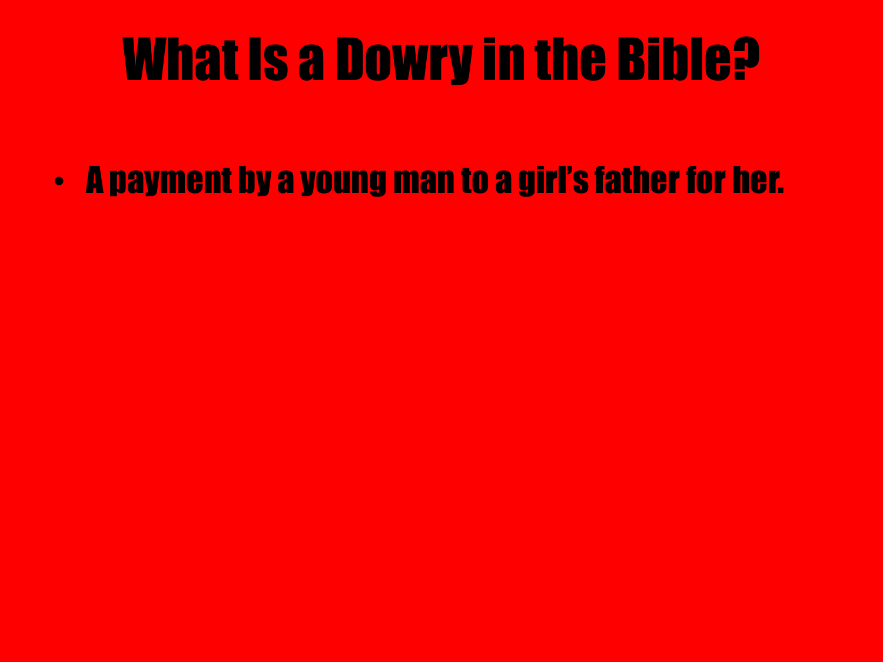# What Is a Dowry in the Bible?

- A payment by a young man to a girl's father for her.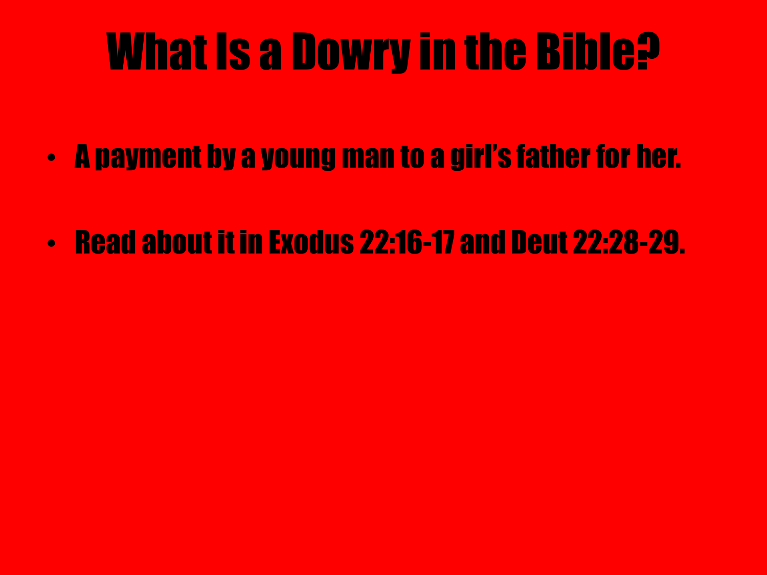# What Is a Dowry in the Bible?

- A payment by a young man to a girl's father for her.
- Read about it in Exodus 22:16-17 and Deut 22:28-29.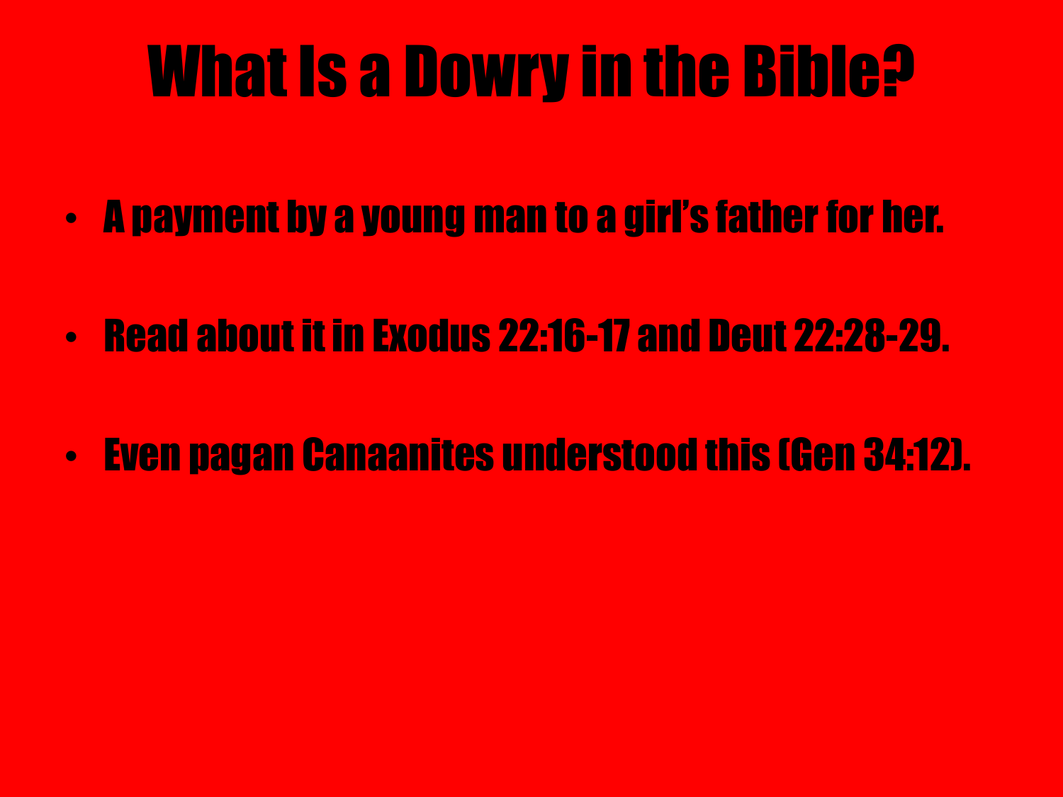# What Is a Dowry in the Bible?

- A payment by a young man to a girl's father for her.
- Read about it in Exodus 22:16-17 and Deut 22:28-29.
- Even pagan Canaanites understood this (Gen 34:12).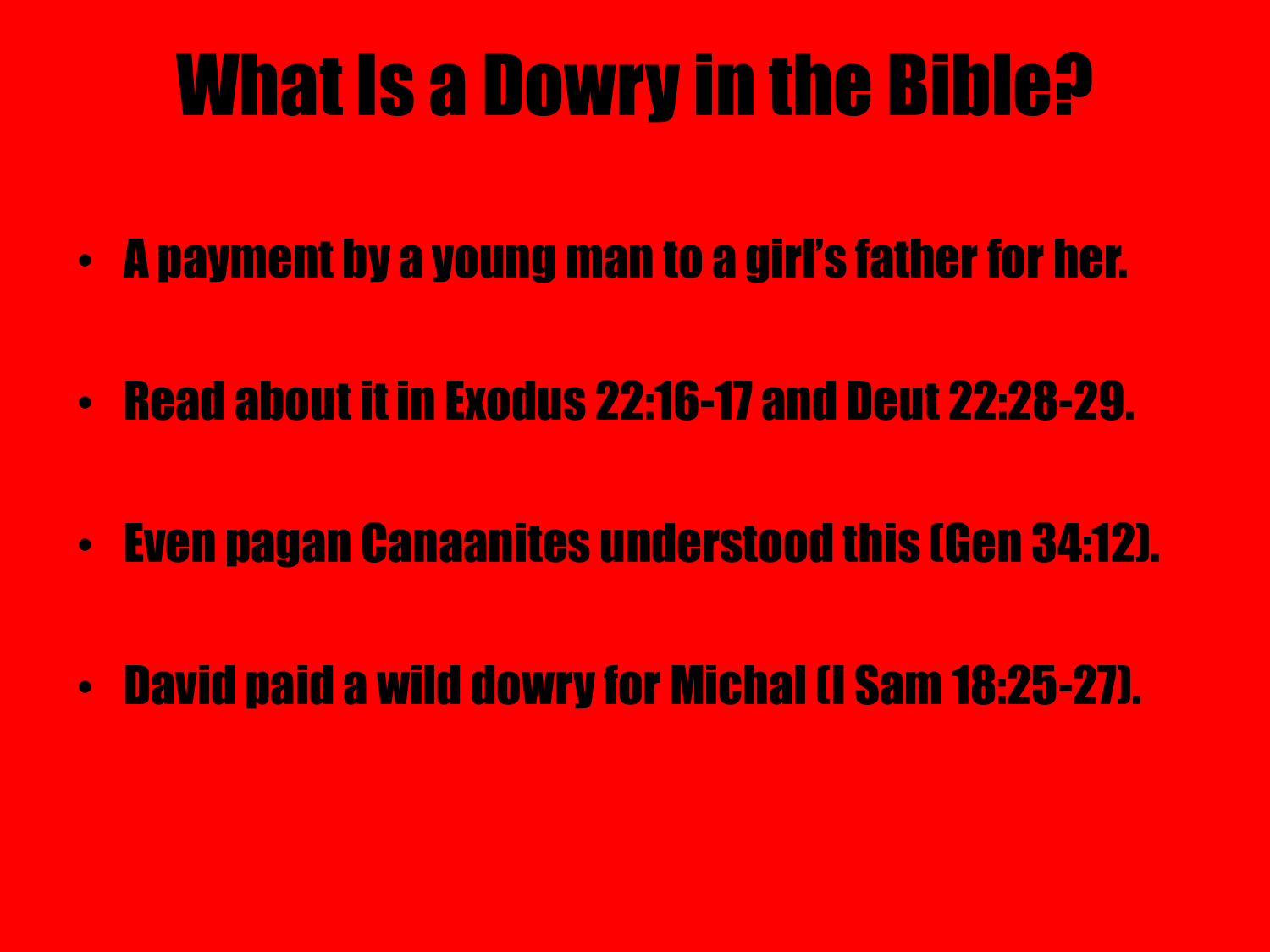# What Is a Dowry in the Bible?

- A payment by a young man to a girl's father for her.
- Read about it in Exodus 22:16-17 and Deut 22:28-29.
- Even pagan Canaanites understood this (Gen 34:12).
- David paid a wild dowry for Michal (I Sam 18:25-27).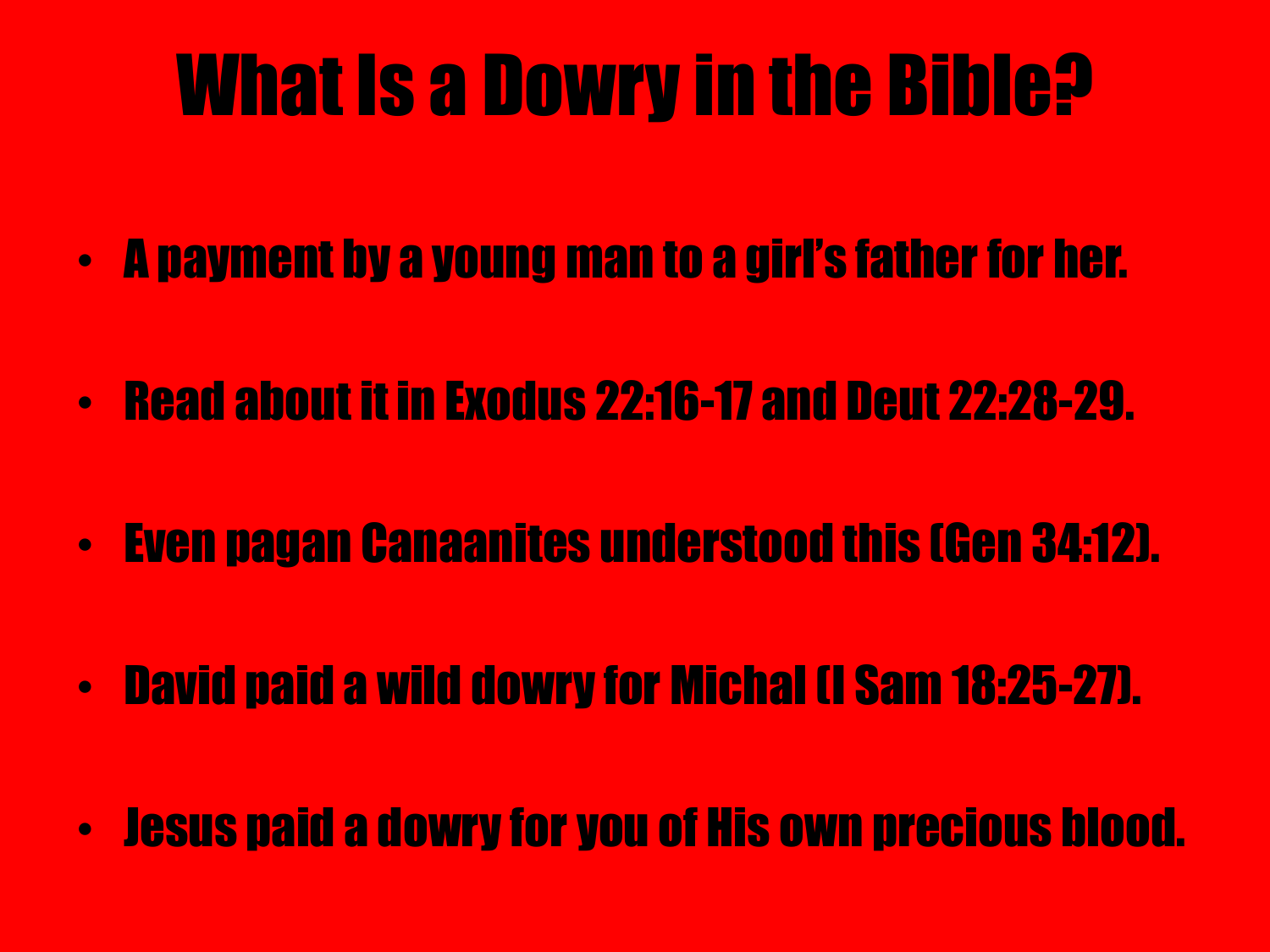# What Is a Dowry in the Bible?

- A payment by a young man to a girl's father for her.
- Read about it in Exodus 22:16-17 and Deut 22:28-29.
- Even pagan Canaanites understood this (Gen 34:12).
- David paid a wild dowry for Michal (I Sam 18:25-27).
- Jesus paid a dowry for you of His own precious blood.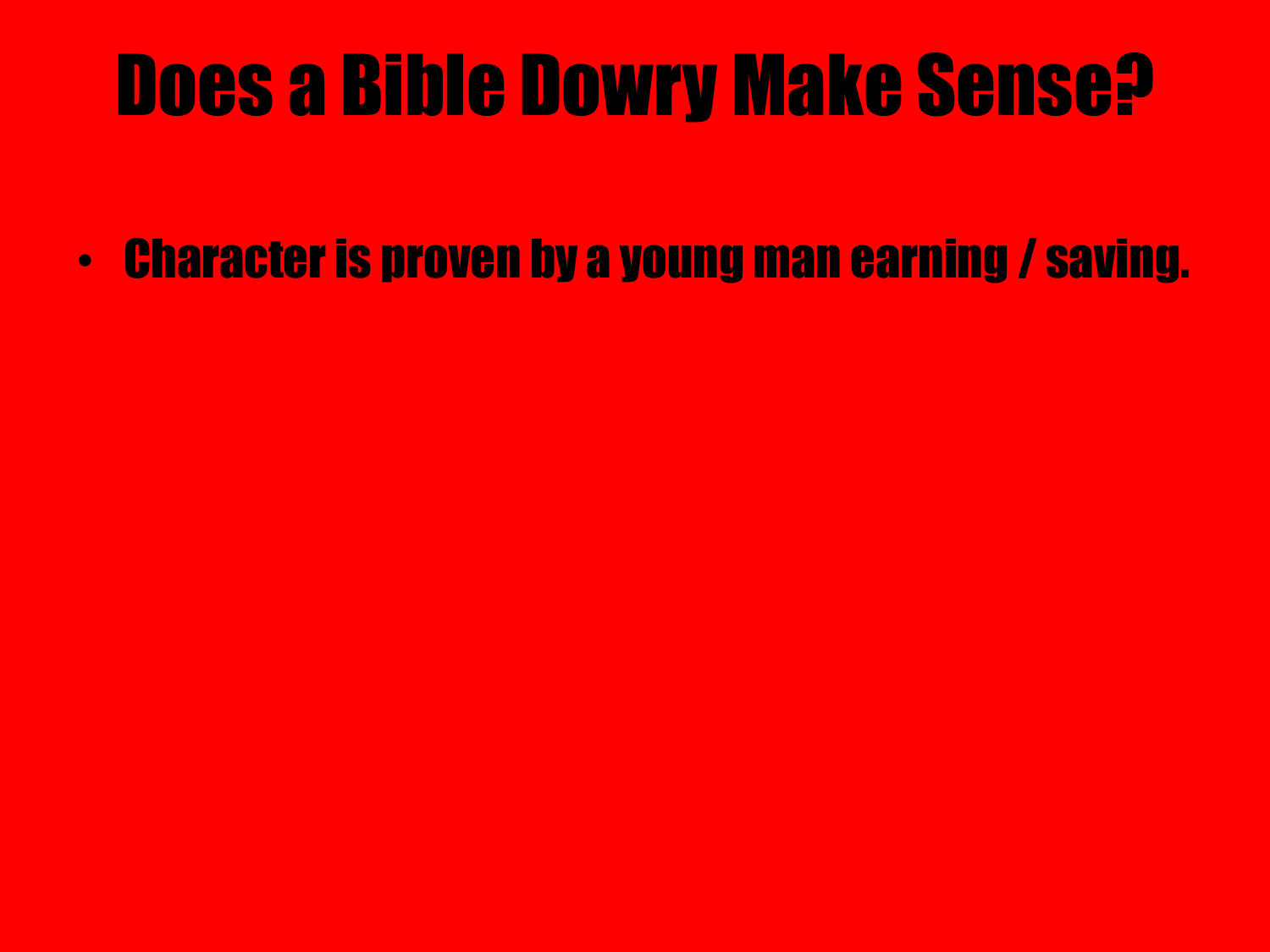# Does a Bible Dowry Make Sense?

- Character is proven by a young man earning / saving.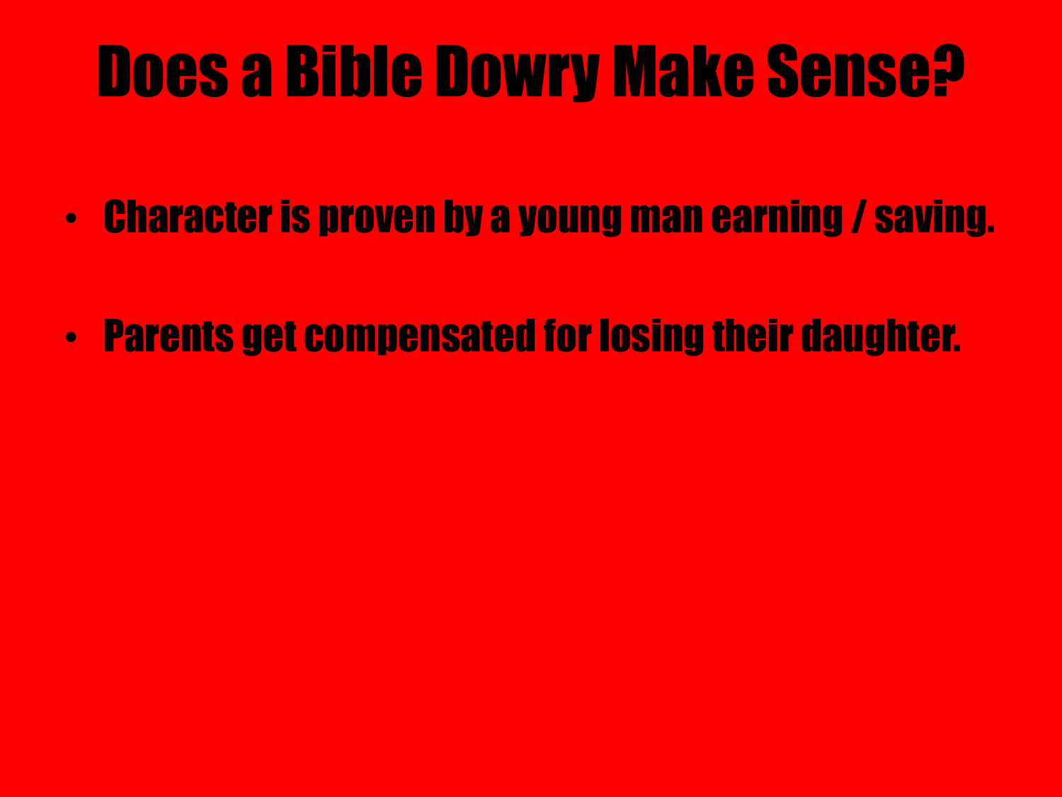# Does a Bible Dowry Make Sense?

- Character is proven by a young man earning / saving.
- Parents get compensated for losing their daughter.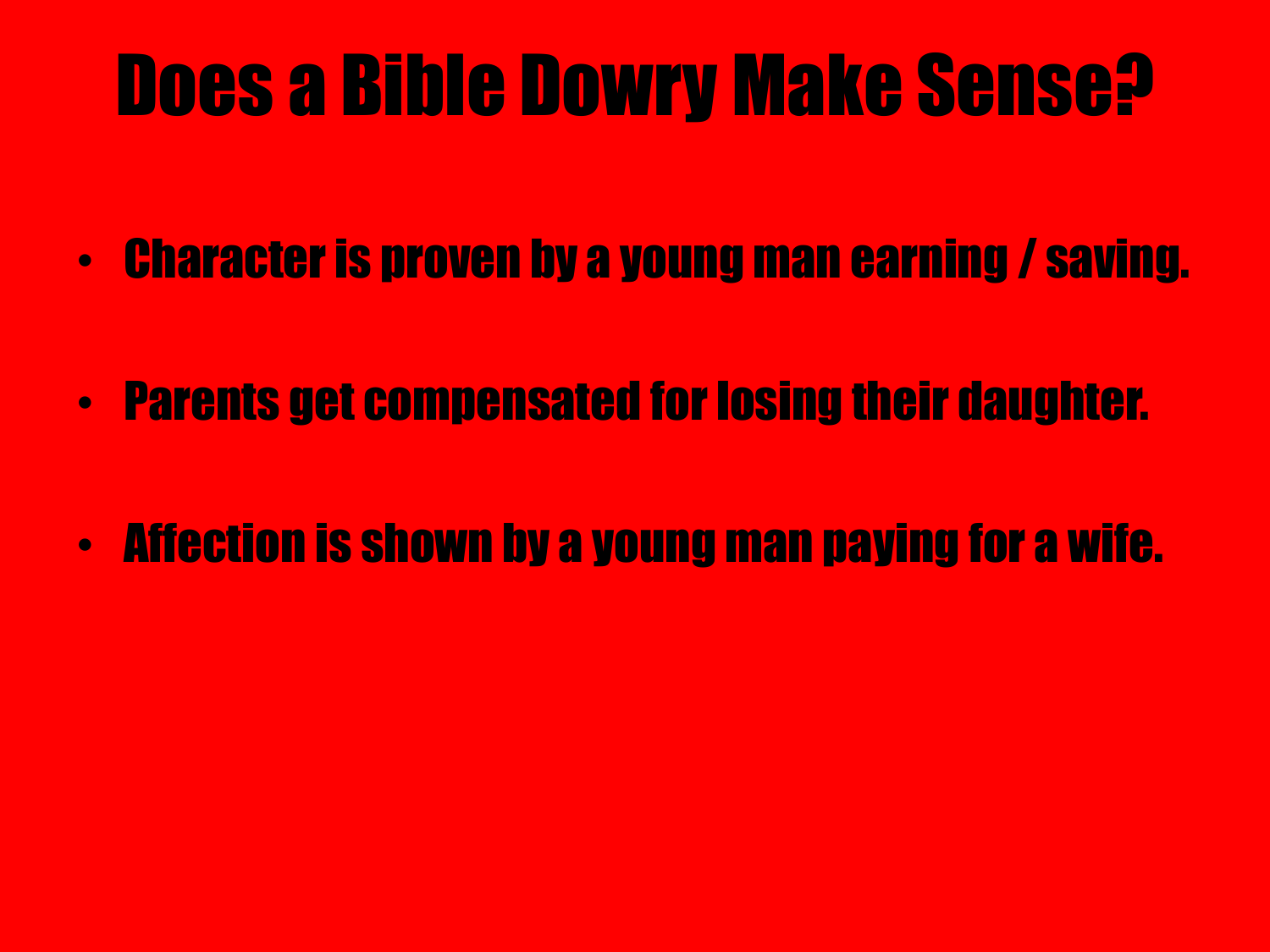# Does a Bible Dowry Make Sense?

- Character is proven by a young man earning / saving.
- Parents get compensated for losing their daughter.
- Affection is shown by a young man paying for a wife.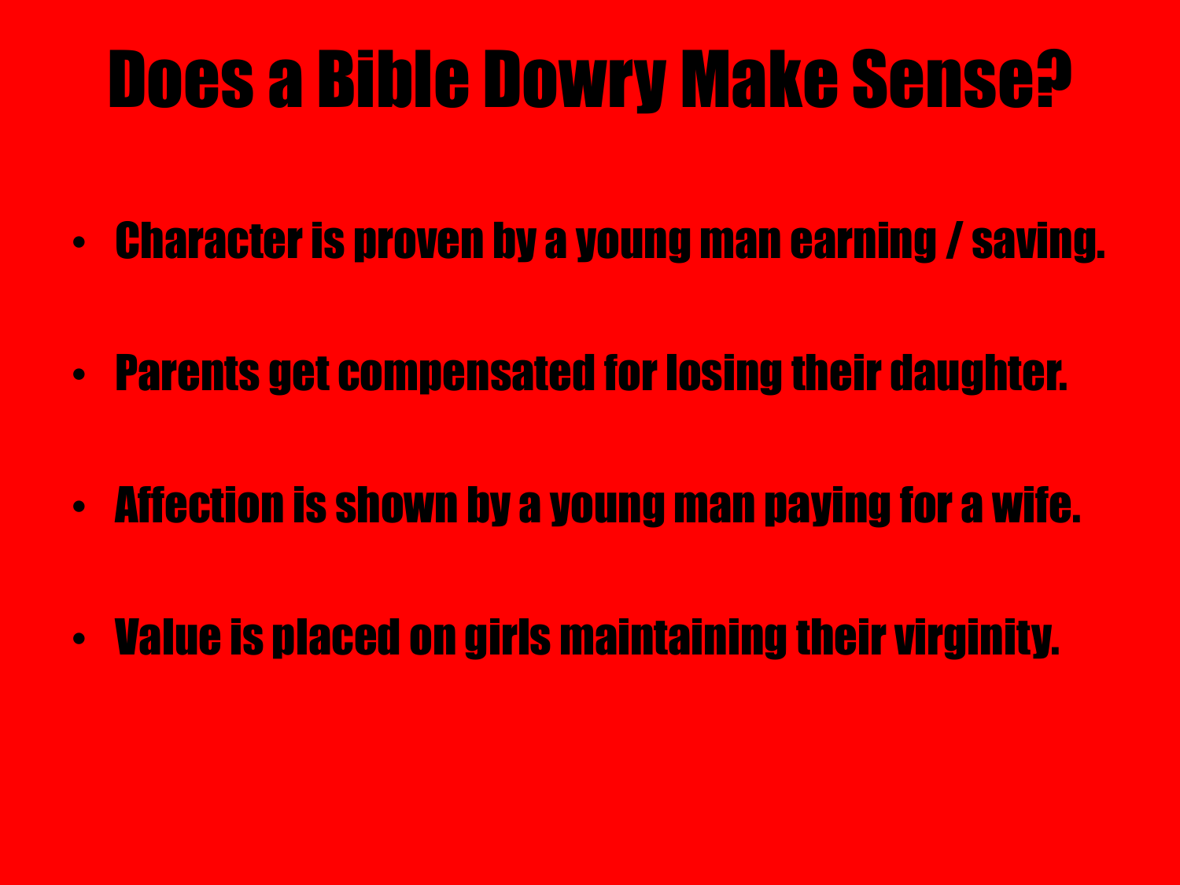# Does a Bible Dowry Make Sense?

- Character is proven by a young man earning / saving.
- Parents get compensated for losing their daughter.
- Affection is shown by a young man paying for a wife.
- Value is placed on girls maintaining their virginity.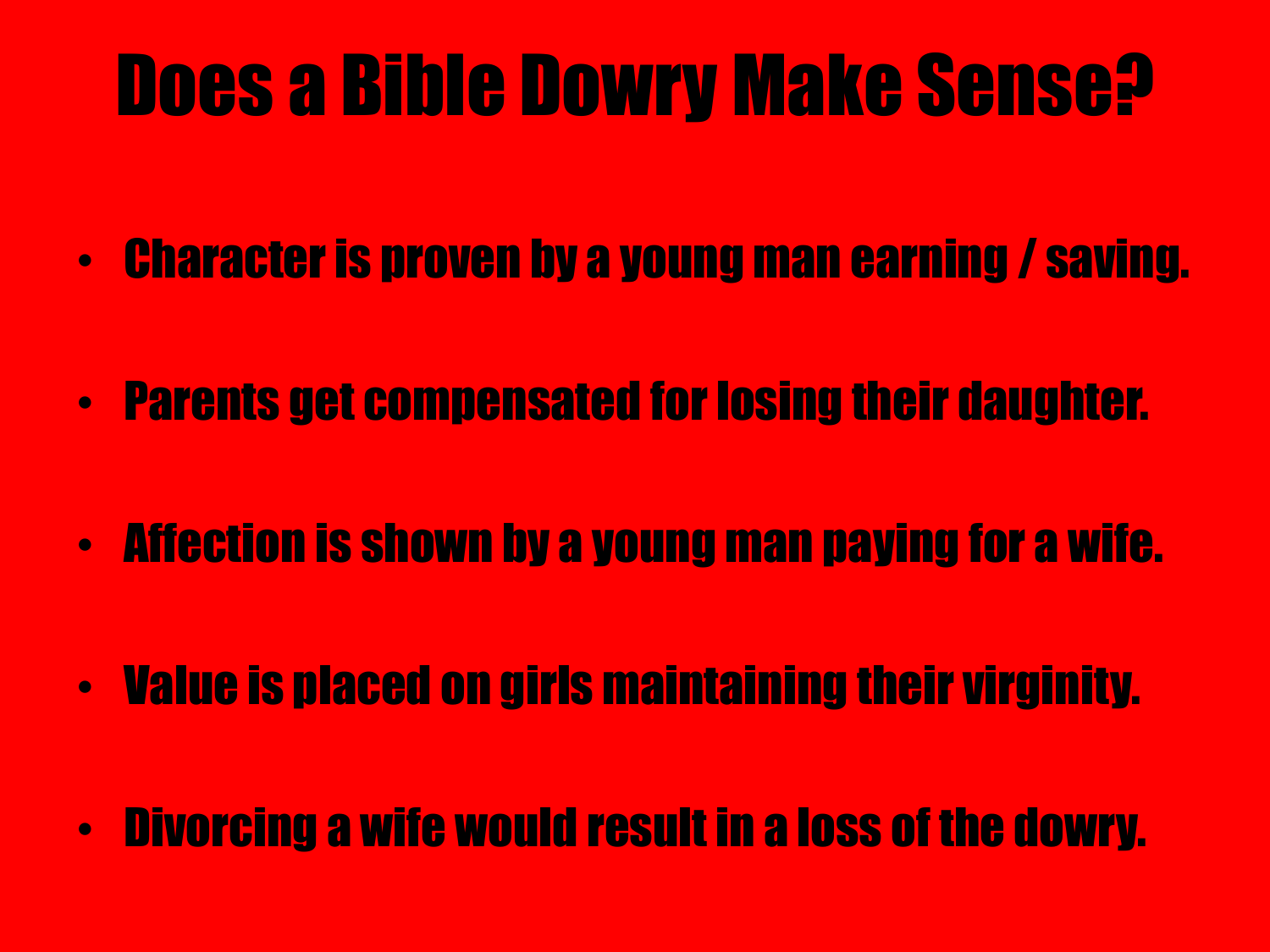# Does a Bible Dowry Make Sense?

- Character is proven by a young man earning / saving.
- Parents get compensated for losing their daughter.
- Affection is shown by a young man paying for a wife.
- Value is placed on girls maintaining their virginity.
- Divorcing a wife would result in a loss of the dowry.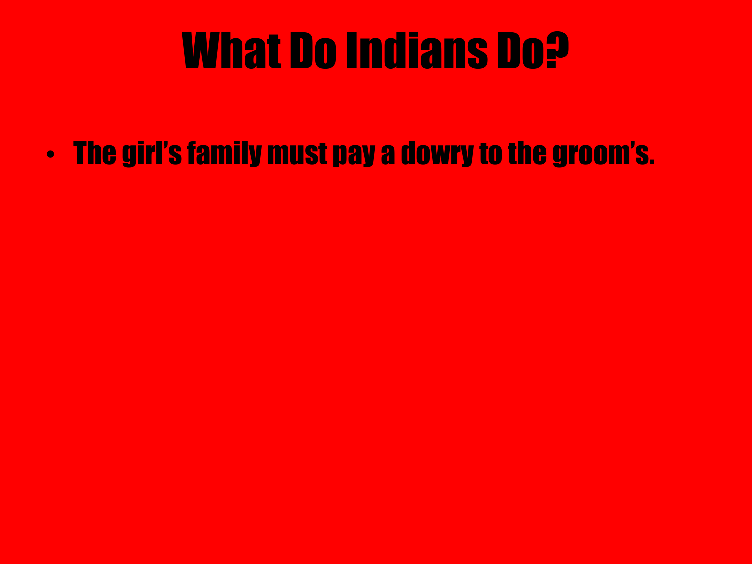# What Do Indians Do?

- The girl's family must pay a dowry to the groom's.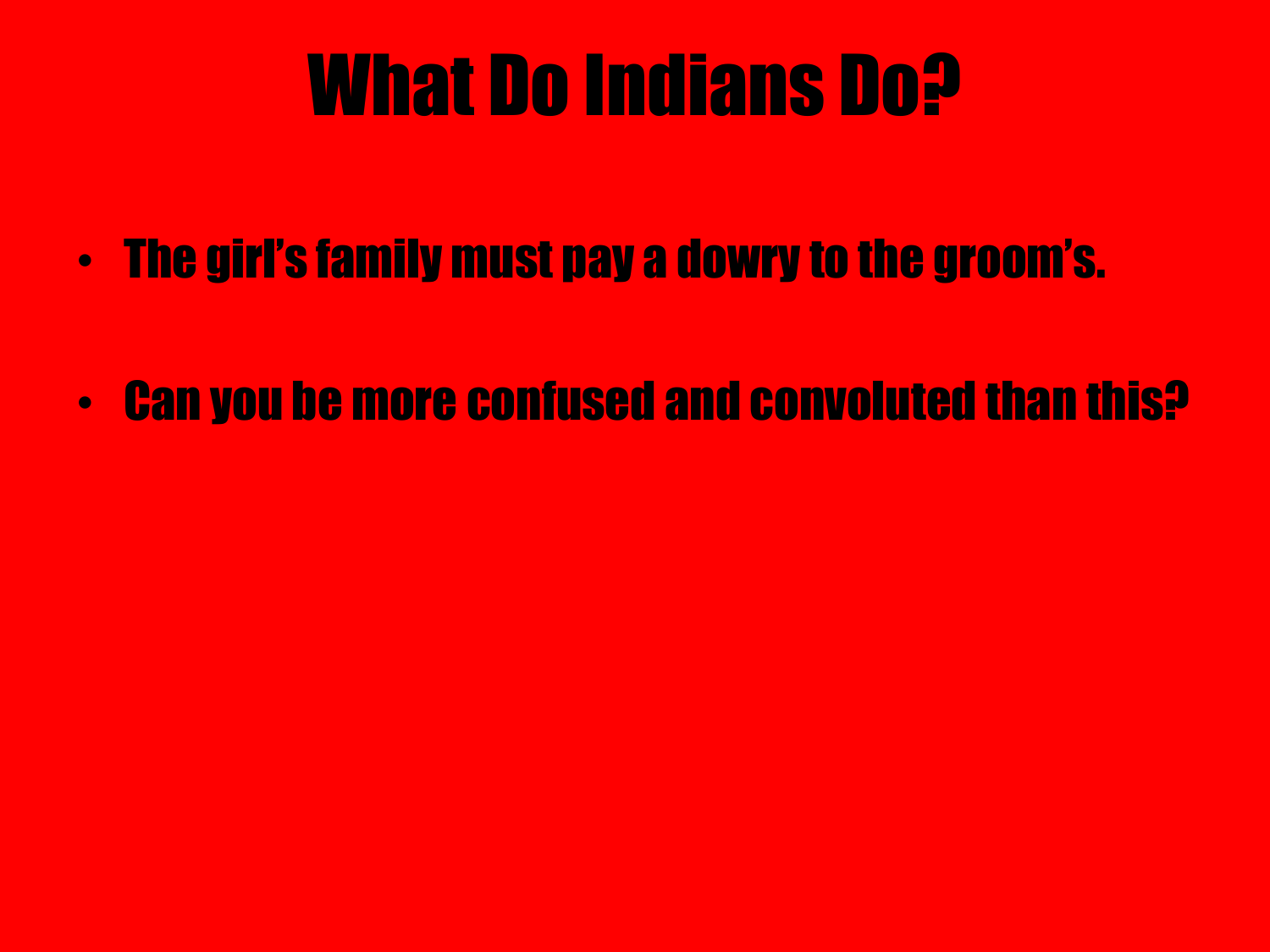# What Do Indians Do?

- The girl's family must pay a dowry to the groom's.
- Can you be more confused and convoluted than this?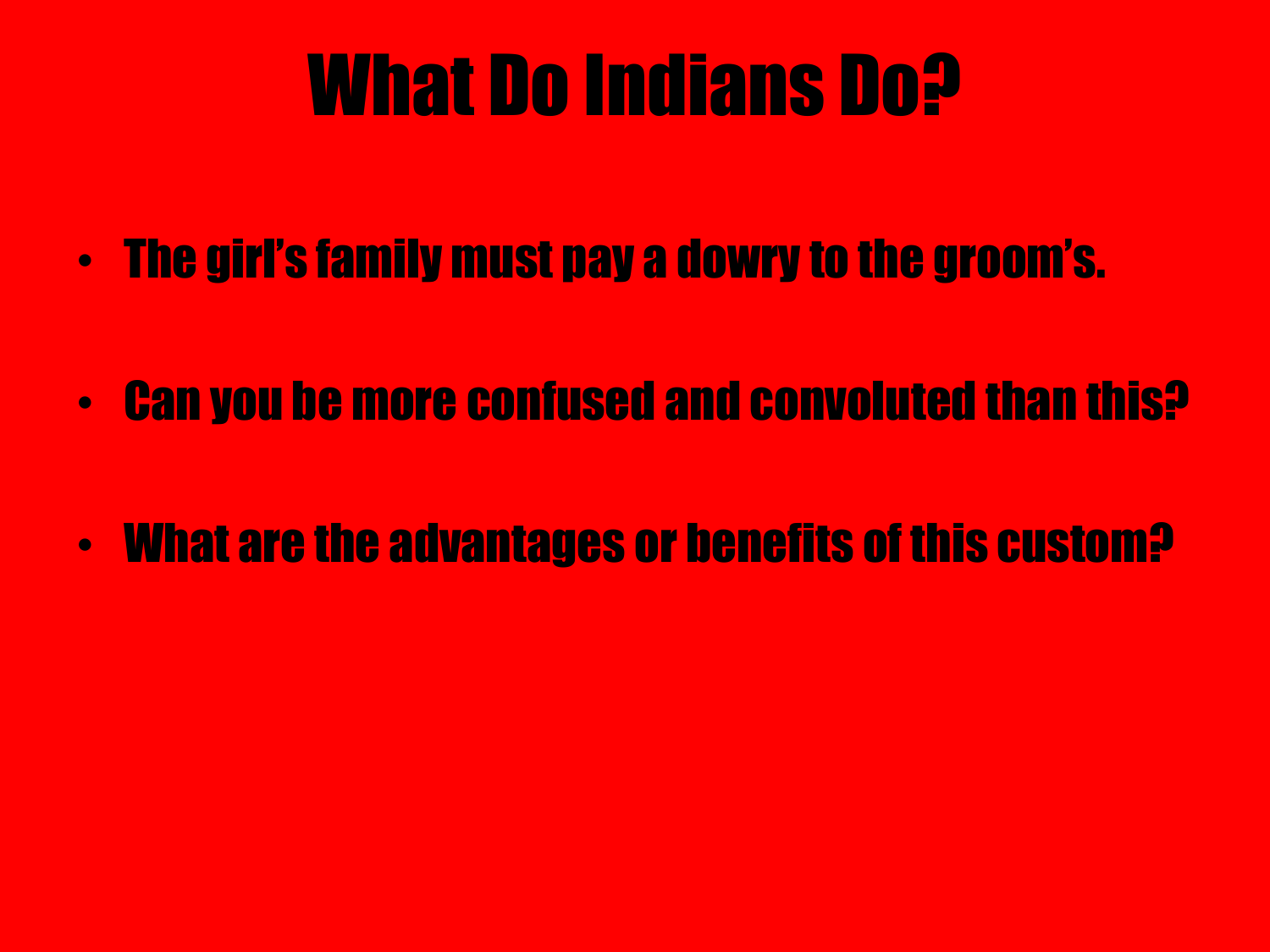# What Do Indians Do?

- The girl's family must pay a dowry to the groom's.
- Can you be more confused and convoluted than this?
- What are the advantages or benefits of this custom?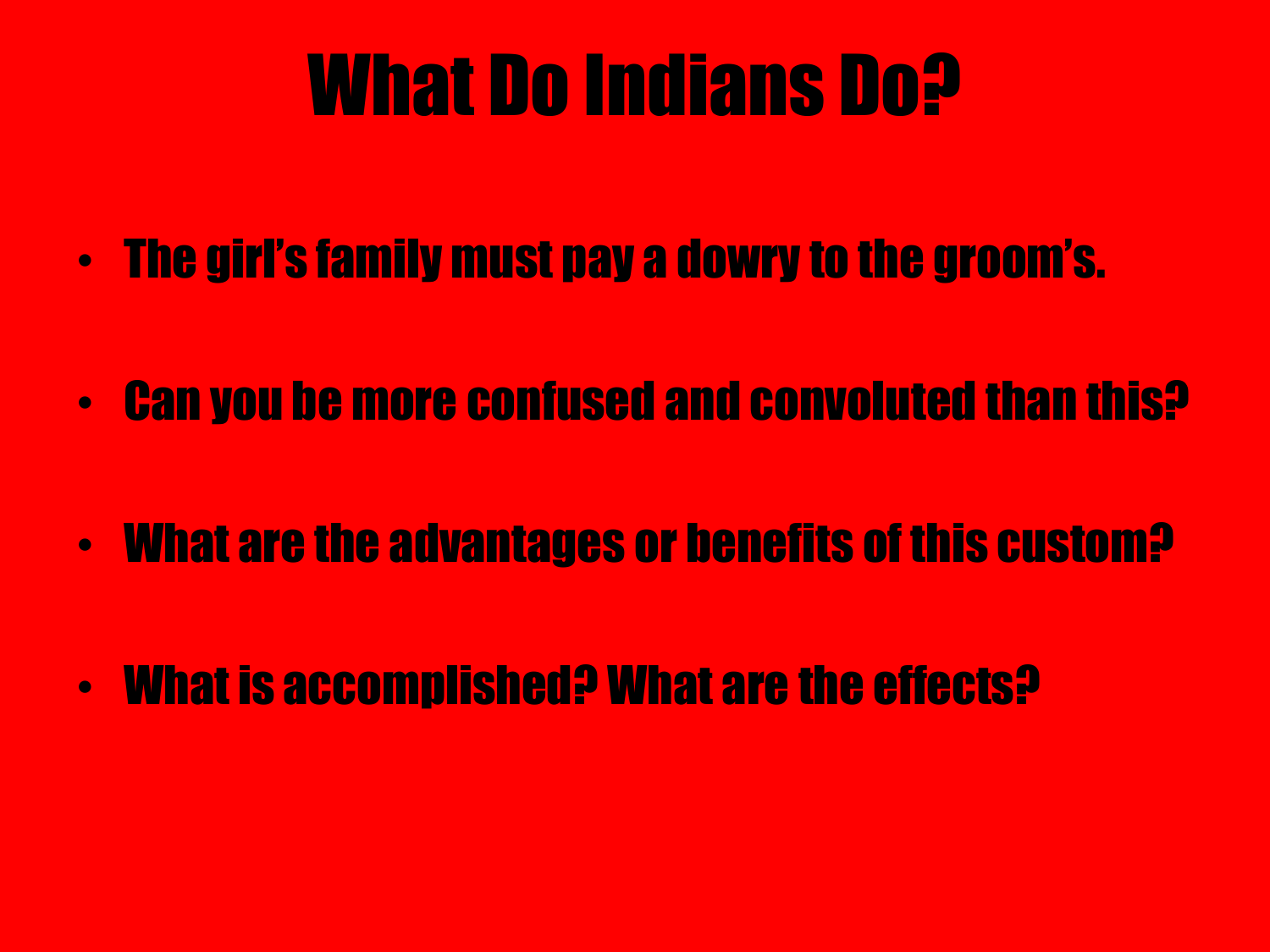# What Do Indians Do?

- The girl's family must pay a dowry to the groom's.
- Can you be more confused and convoluted than this?
- What are the advantages or benefits of this custom?
- What is accomplished? What are the effects?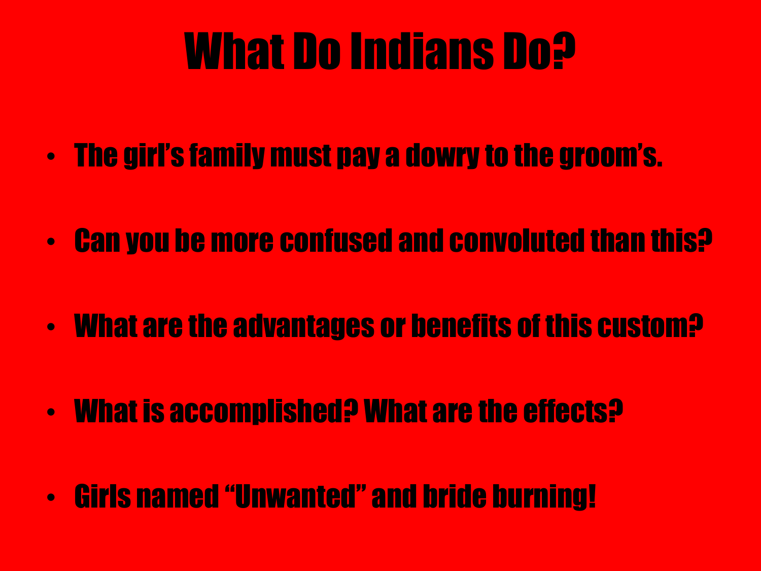# What Do Indians Do?

- The girl's family must pay a dowry to the groom's.
- Can you be more confused and convoluted than this?
- What are the advantages or benefits of this custom?
- What is accomplished? What are the effects?
- Girls named "Unwanted" and bride burning!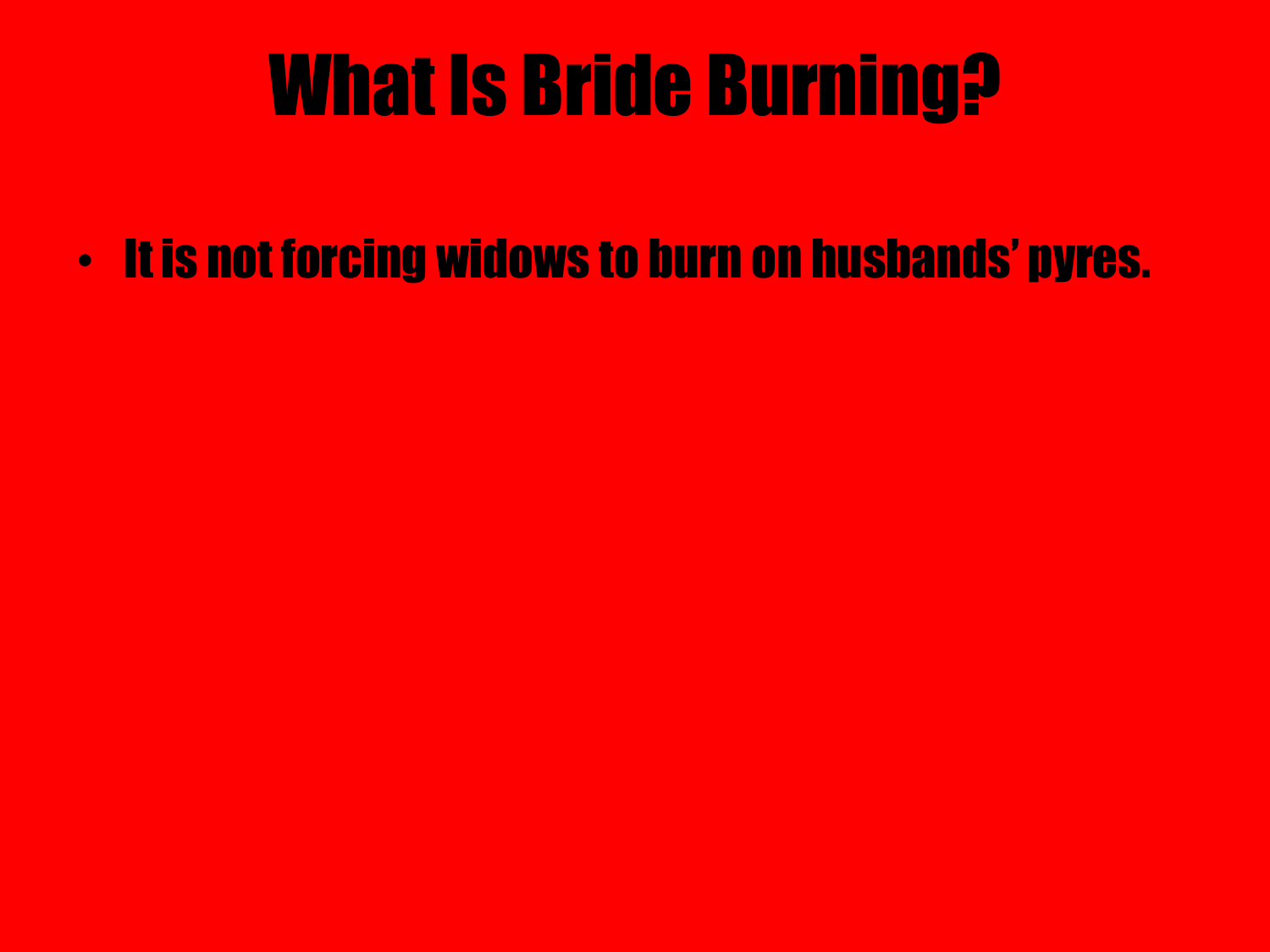# What Is Bride Burning?

- It is not forcing widows to burn on husbands' pyres.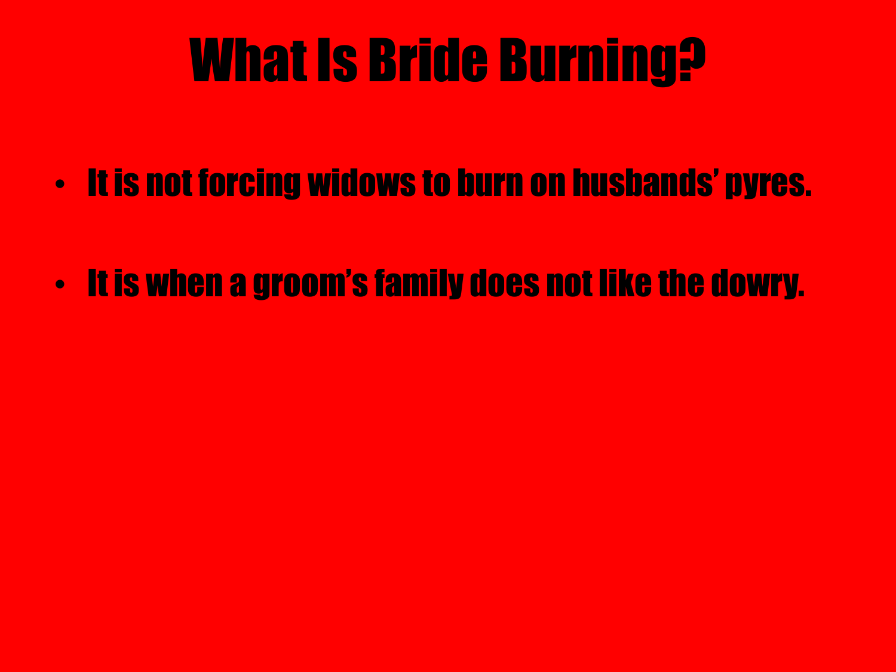# What Is Bride Burning?

- It is not forcing widows to burn on husbands' pyres.
- It is when a groom's family does not like the dowry.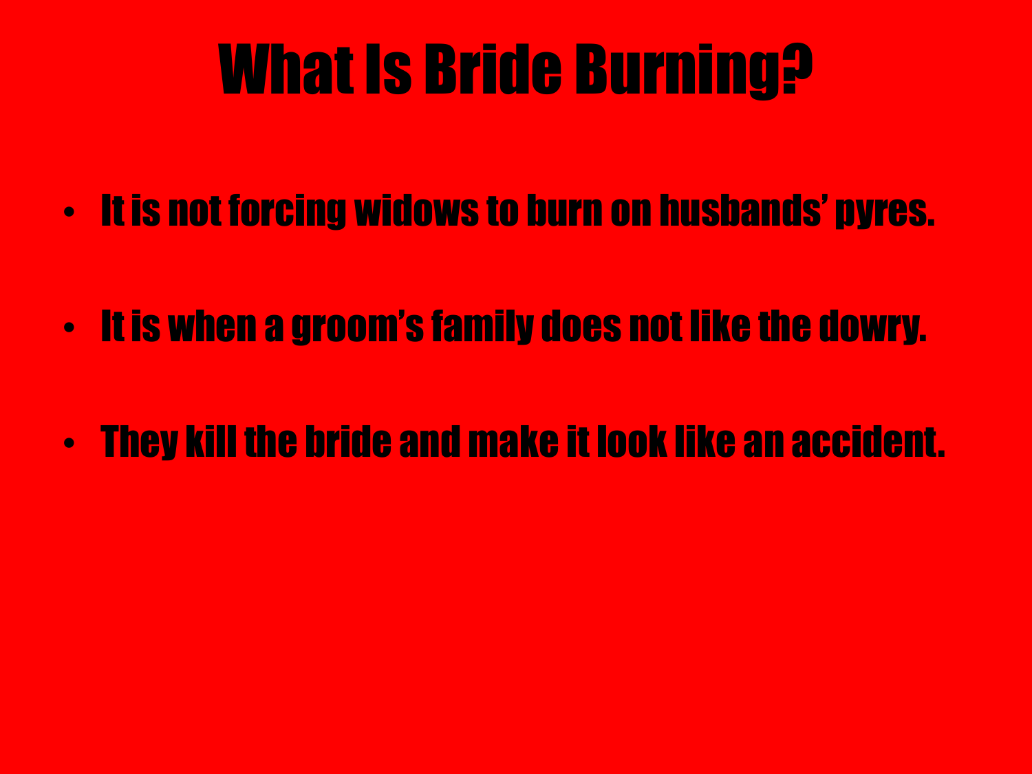# What Is Bride Burning?

- It is not forcing widows to burn on husbands' pyres.
- It is when a groom's family does not like the dowry.
- They kill the bride and make it look like an accident.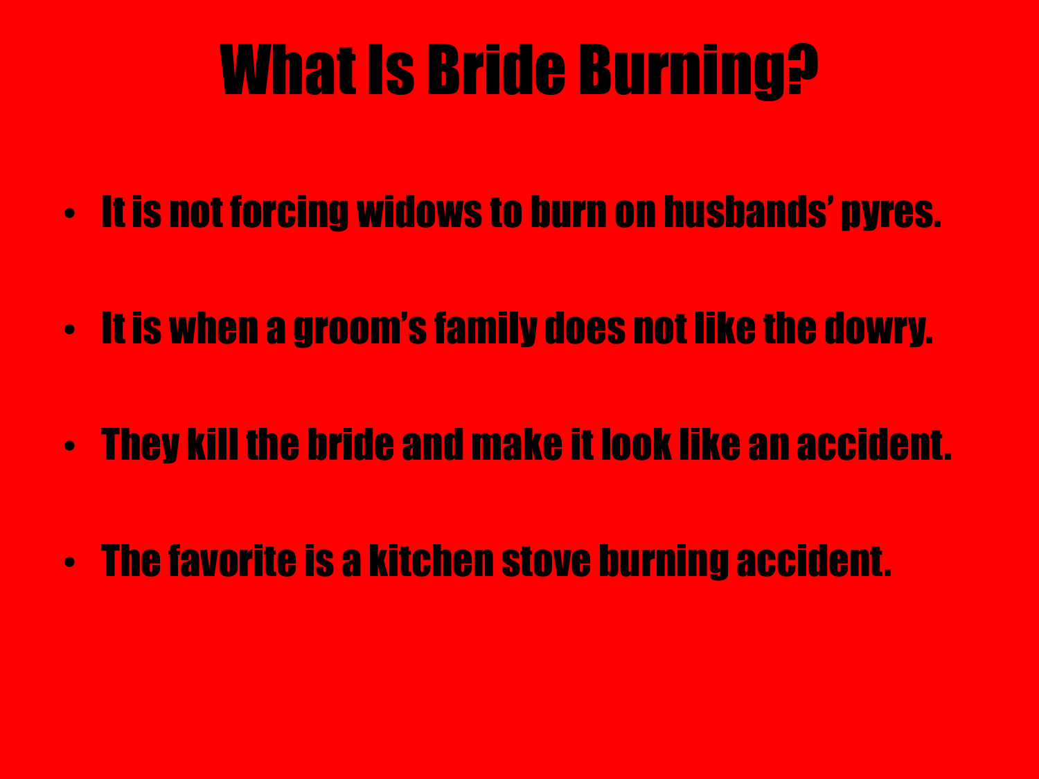# What Is Bride Burning?

- It is not forcing widows to burn on husbands' pyres.
- It is when a groom's family does not like the dowry.
- They kill the bride and make it look like an accident.
- The favorite is a kitchen stove burning accident.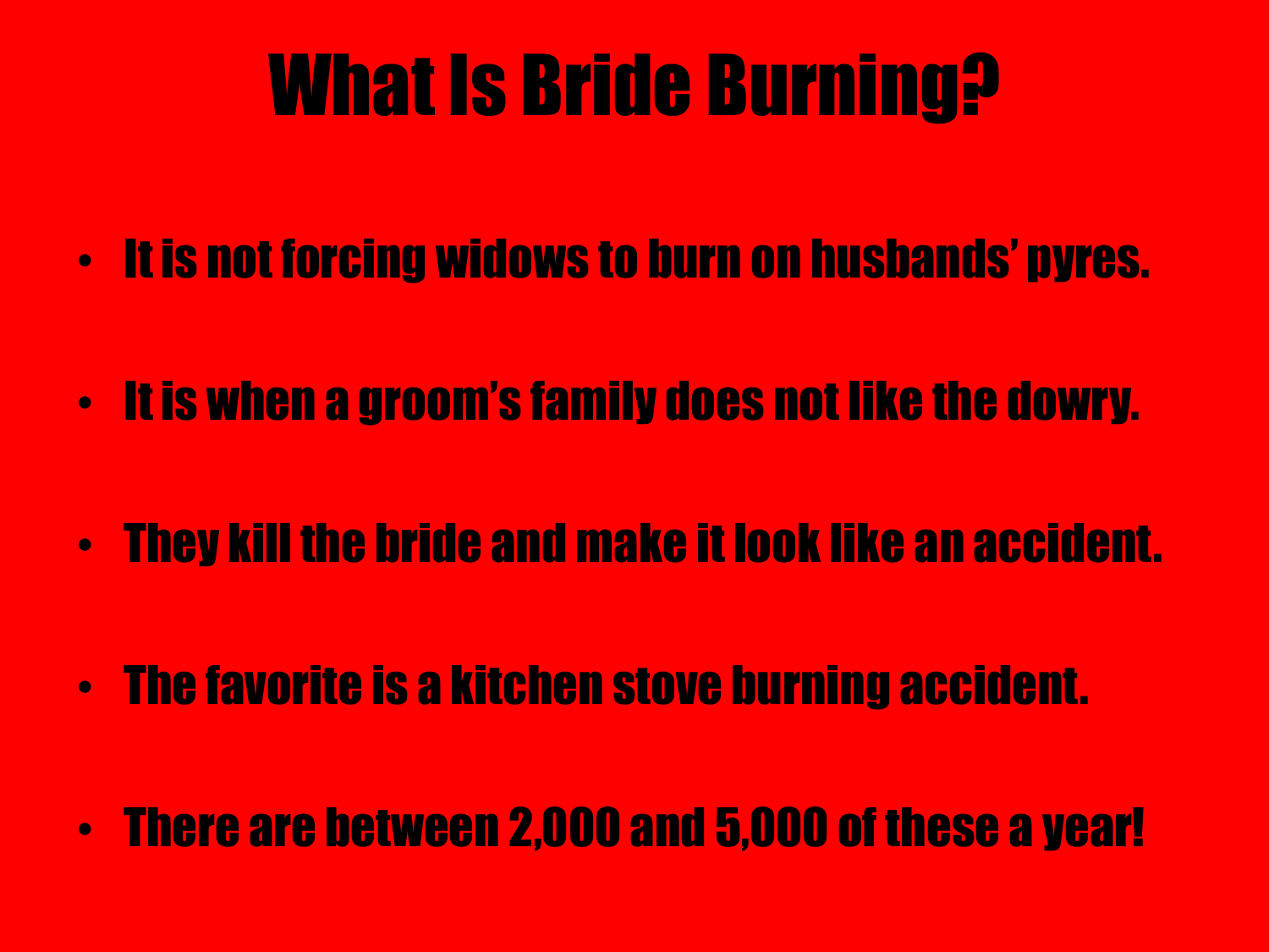# What Is Bride Burning?

- It is not forcing widows to burn on husbands' pyres.
- It is when a groom's family does not like the dowry.
- They kill the bride and make it look like an accident.
- The favorite is a kitchen stove burning accident.
- There are between 2,000 and 5,000 of these a year!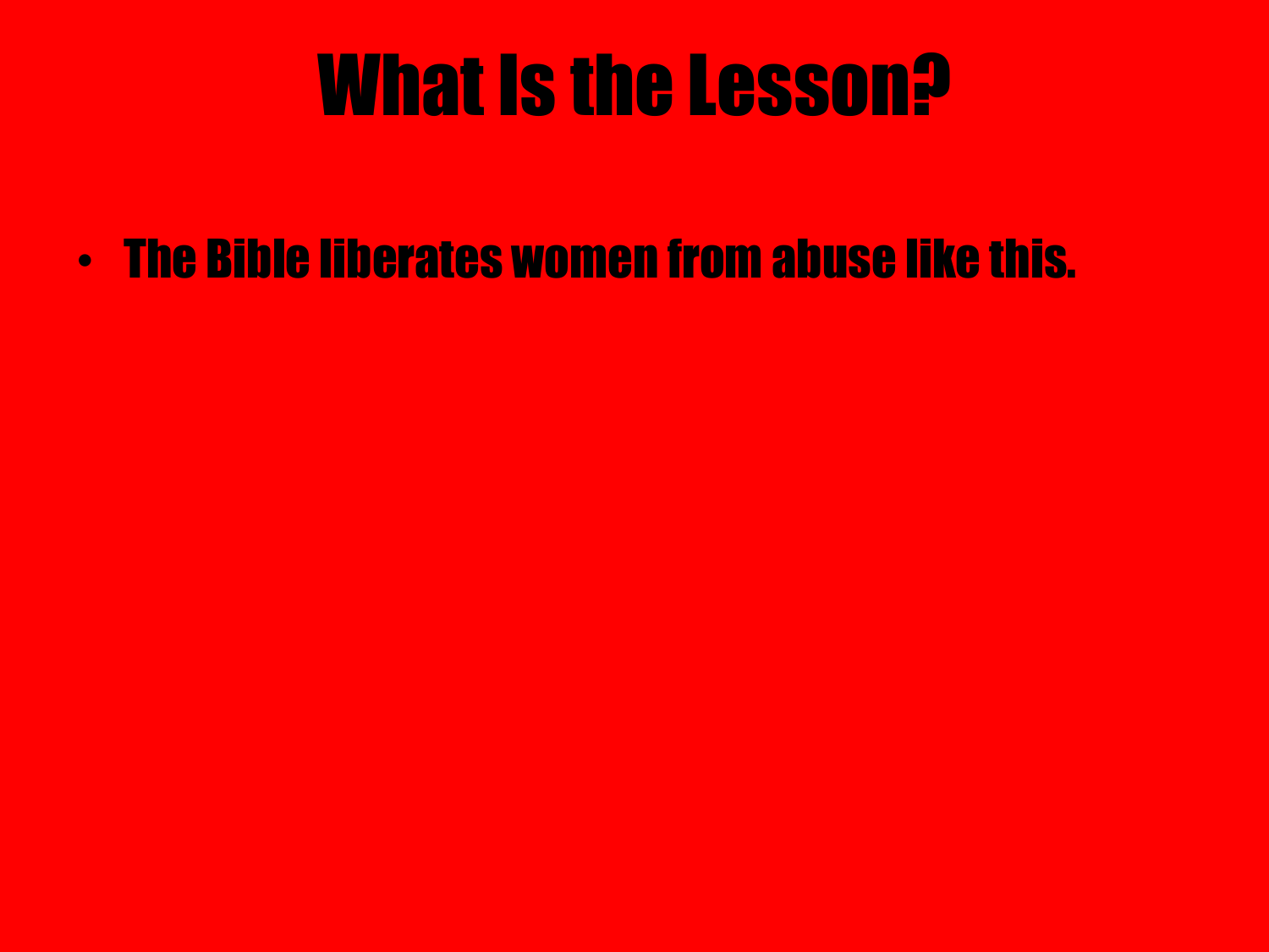# What Is the Lesson?

- The Bible liberates women from abuse like this.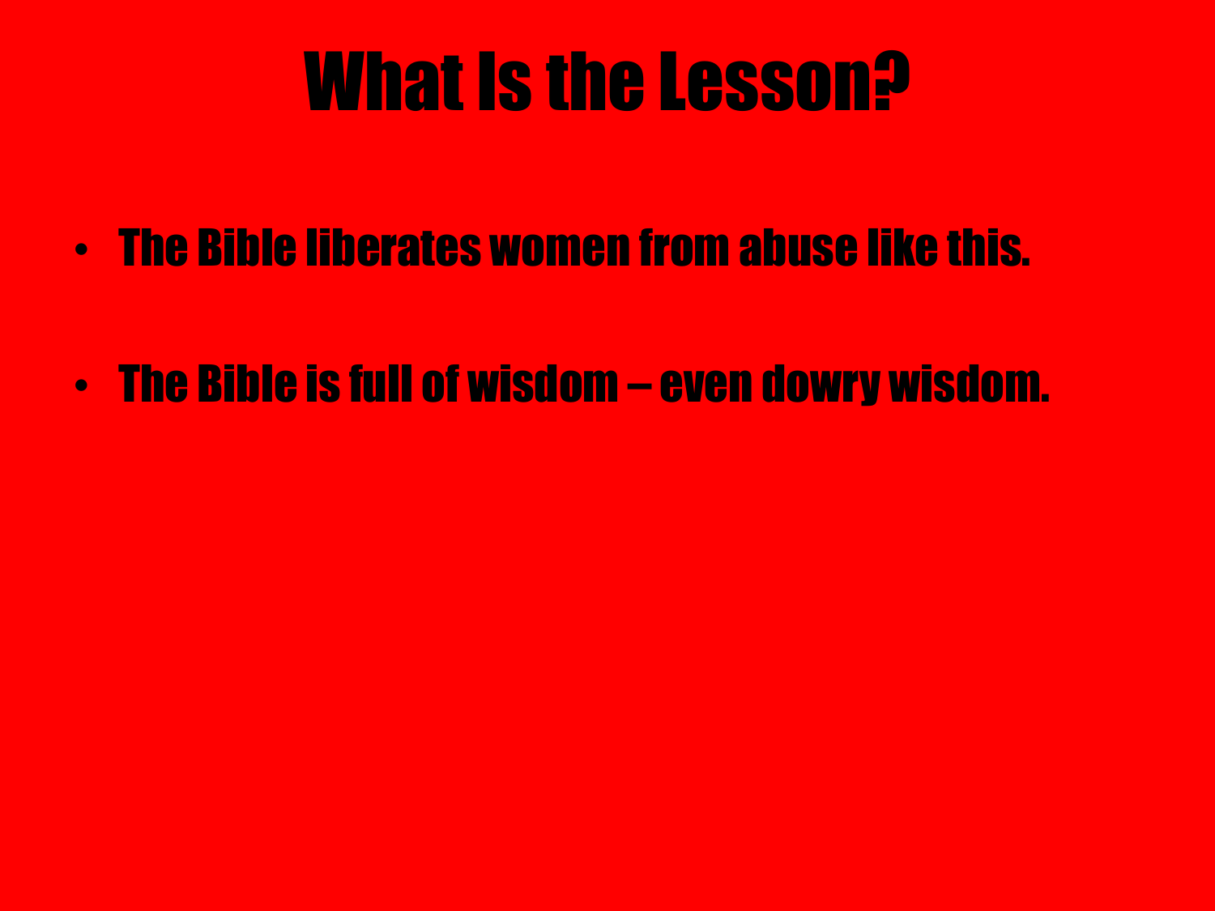# What Is the Lesson?

- The Bible liberates women from abuse like this.
- The Bible is full of wisdom – even dowry wisdom.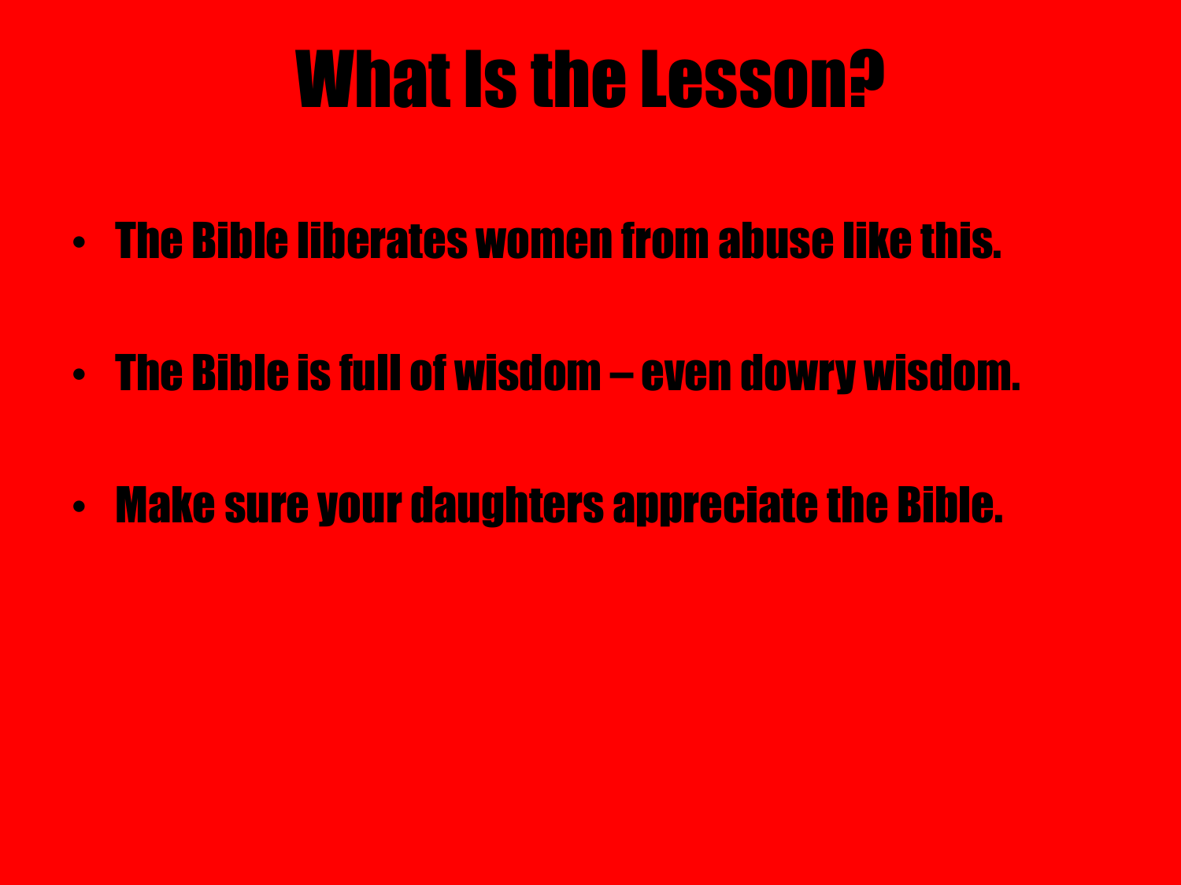# What Is the Lesson?

- The Bible liberates women from abuse like this.
- The Bible is full of wisdom – even dowry wisdom.
- Make sure your daughters appreciate the Bible.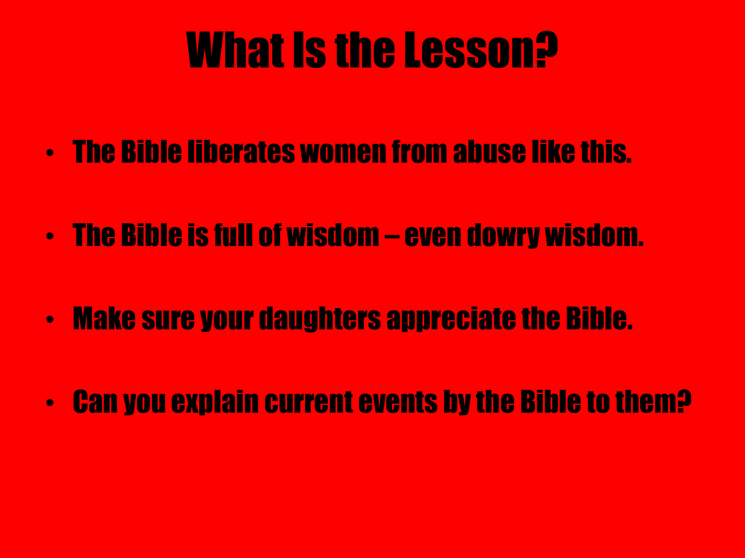# What Is the Lesson?

- The Bible liberates women from abuse like this.
- The Bible is full of wisdom – even dowry wisdom.
- Make sure your daughters appreciate the Bible.
- Can you explain current events by the Bible to them?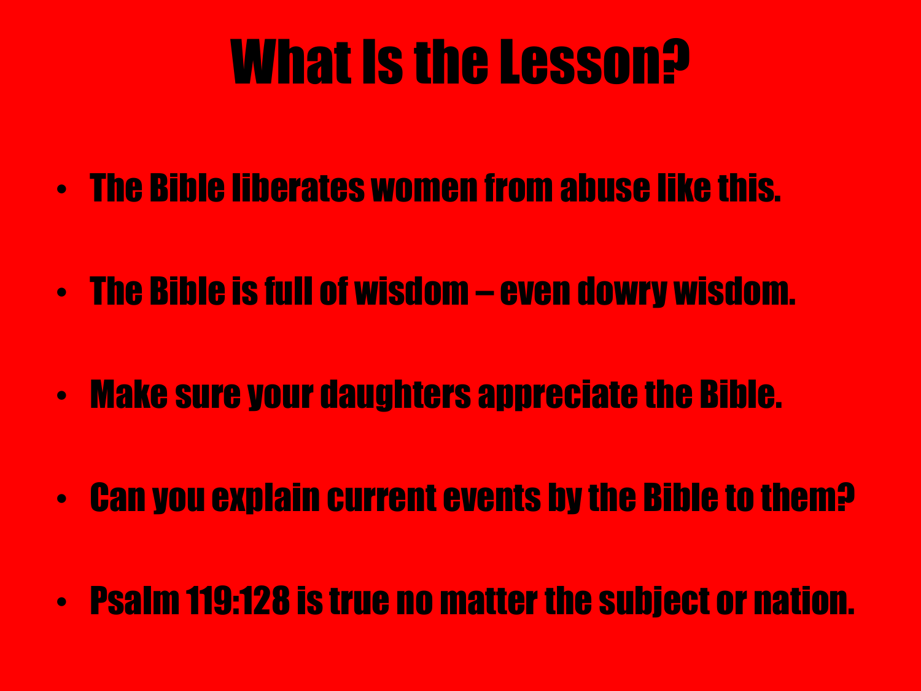# What Is the Lesson?

- The Bible liberates women from abuse like this.
- The Bible is full of wisdom – even dowry wisdom.
- Make sure your daughters appreciate the Bible.
- Can you explain current events by the Bible to them?
- Psalm 119:128 is true no matter the subject or nation.